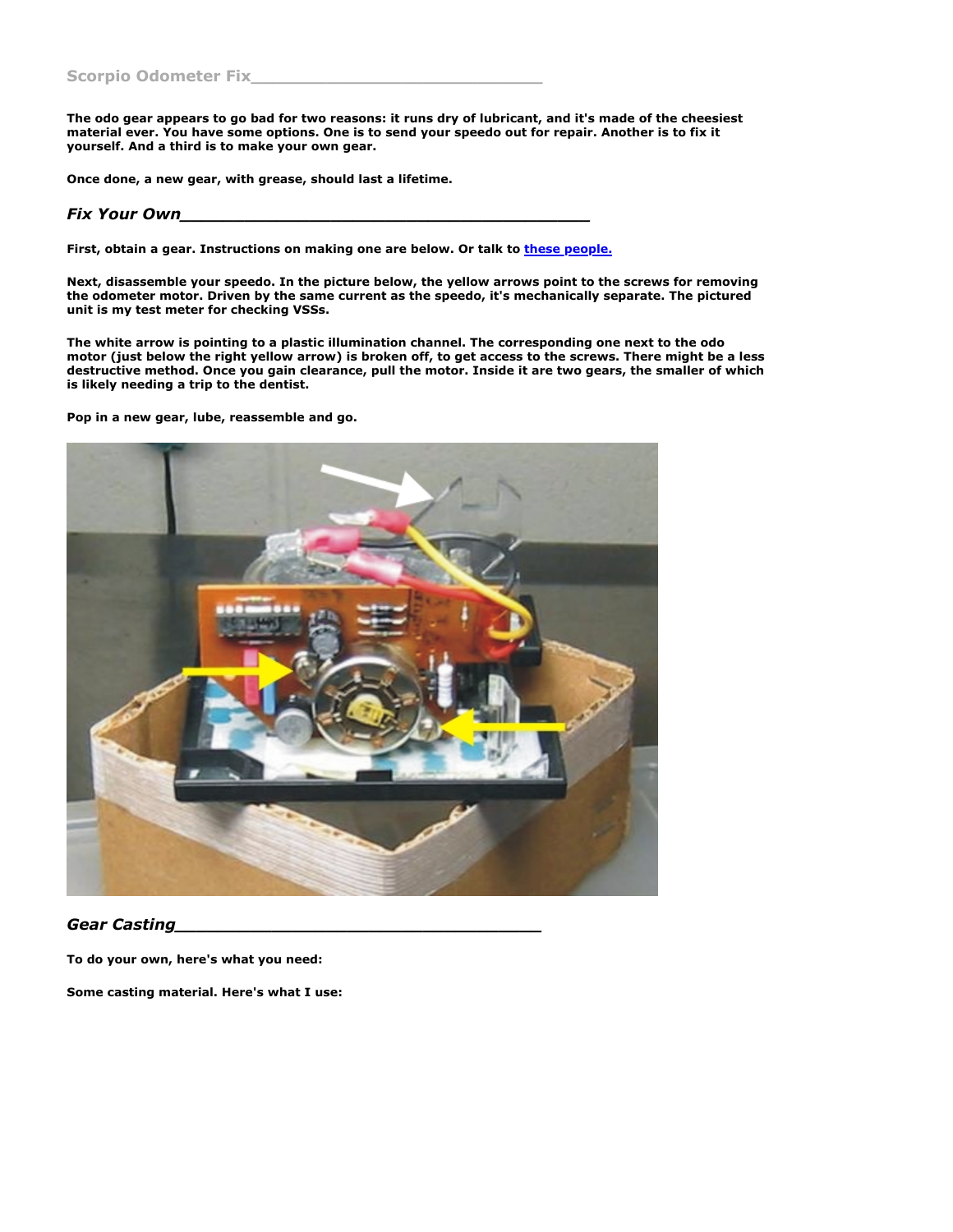## Scorpio Odometer Fix

**The odo gear appears to go bad for two reasons: it runs dry of lubricant, and it's made of the cheesiest material ever. You have some options. One is to send your speedo out for repair. Another is to fix it yourself. And a third is to make your own gear.**

**Once done, a new gear, with grease, should last a lifetime.**

### *Fix Your Own*

**First, obtain a gear. Instructions on making one are below. Or talk to [these people.]()**

**Next, disassemble your speedo. In the picture below, the yellow arrows point to the screws for removing the odometer motor. Driven by the same current as the speedo, it's mechanically separate. The pictured unit is my test meter for checking VSSs.**

**The white arrow is pointing to a plastic illumination channel. The corresponding one next to the odo motor (just below the right yellow arrow) is broken off, to get access to the screws. There might be a less destructive method. Once you gain clearance, pull the motor. Inside it are two gears, the smaller of which is likely needing a trip to the dentist.**

**Pop in a new gear, lube, reassemble and go.**

### *Gear Casting*

**To do your own, here's what you need:**

**Some casting material. Here's what I use:**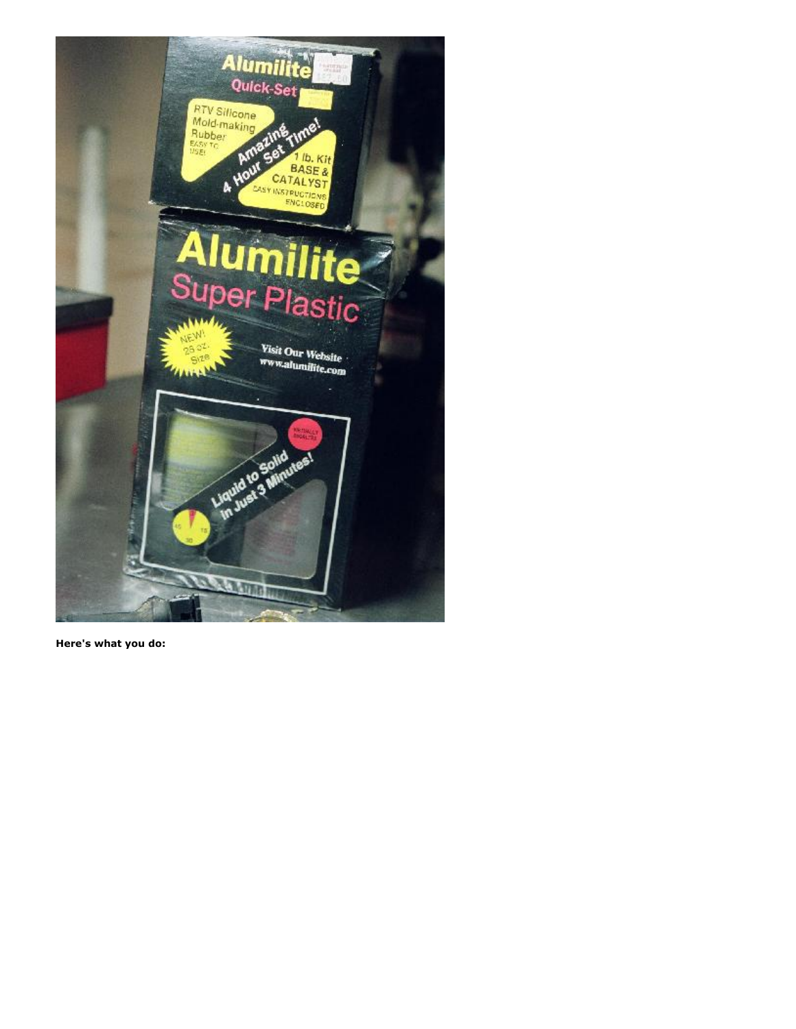**Here's what you do:**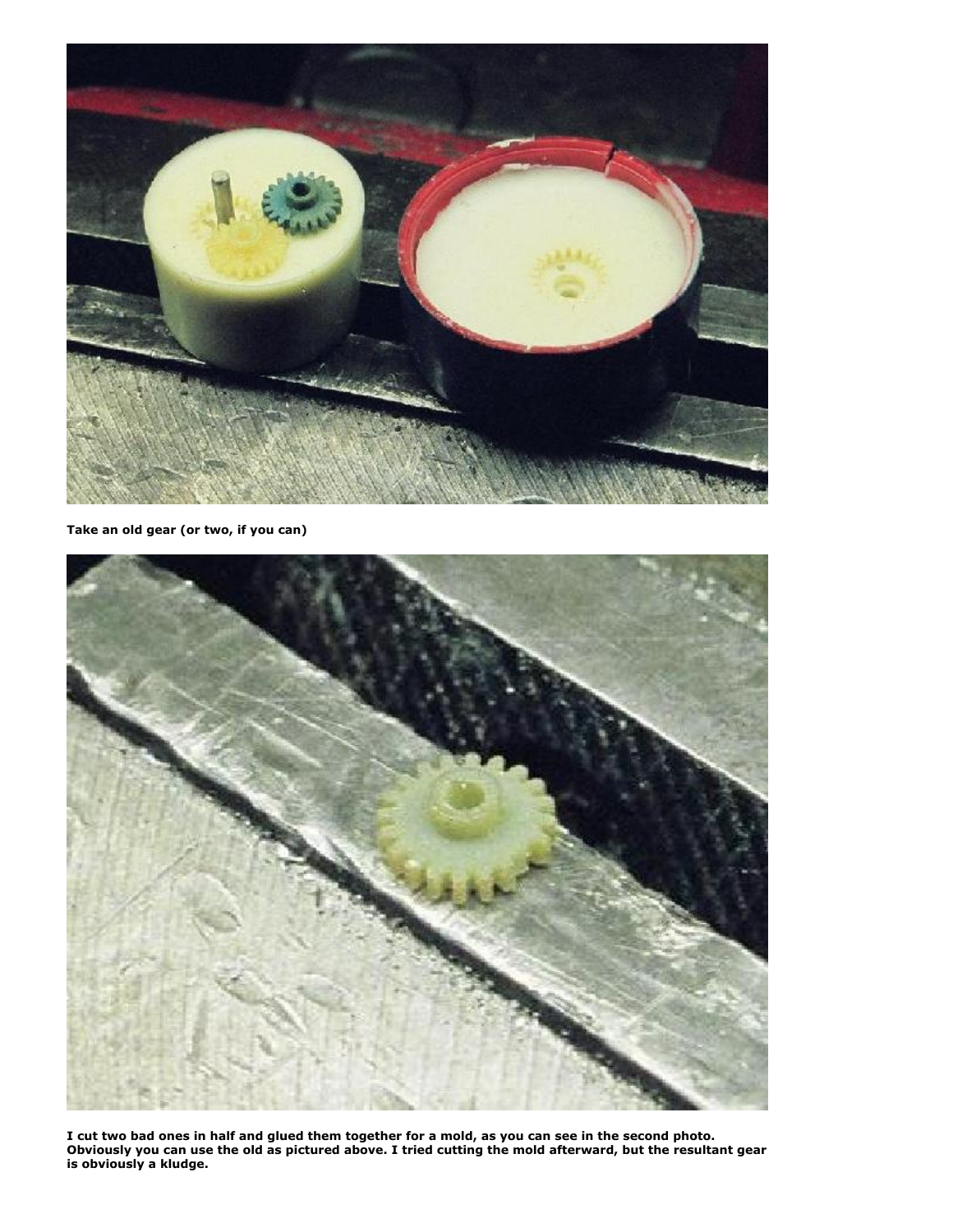**Take an old gear (or two, if you can)**

**I cut two bad ones in half and glued them together for a mold, as you can see in the second photo. Obviously you can use the old as pictured above. I tried cutting the mold afterward, but the resultant gear is obviously a kludge.**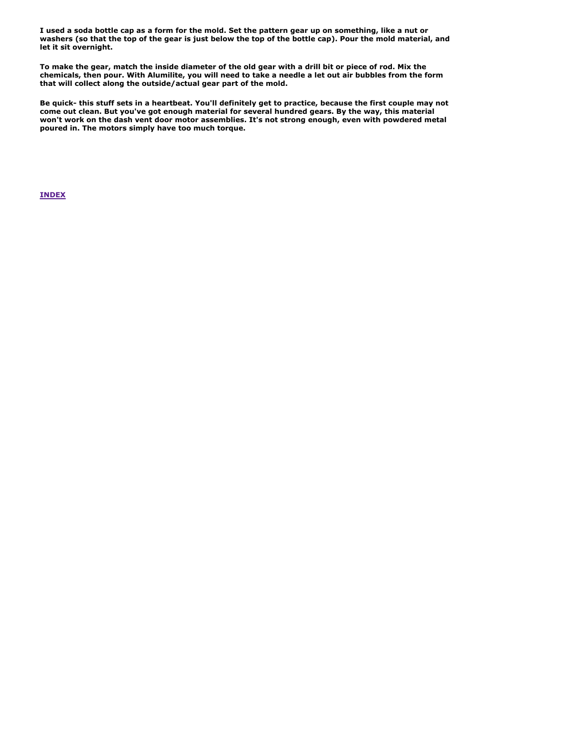**I used a soda bottle cap as a form for the mold. Set the pattern gear up on something, like a nut or washers (so that the top of the gear is just below the top of the bottle cap). Pour the mold material, and let it sit overnight.**

**To make the gear, match the inside diameter of the old gear with a drill bit or piece of rod. Mix the chemicals, then pour. With Alumilite, you will need to take a needle a let out air bubbles from the form that will collect along the outside/actual gear part of the mold.**

**Be quick- this stuff sets in a heartbeat. You'll definitely get to practice, because the first couple may not come out clean. But you've got enough material for several hundred gears. By the way, this material won't work on the dash vent door motor assemblies. It's not strong enough, even with powdered metal poured in. The motors simply have too much torque.**

**INDEX**